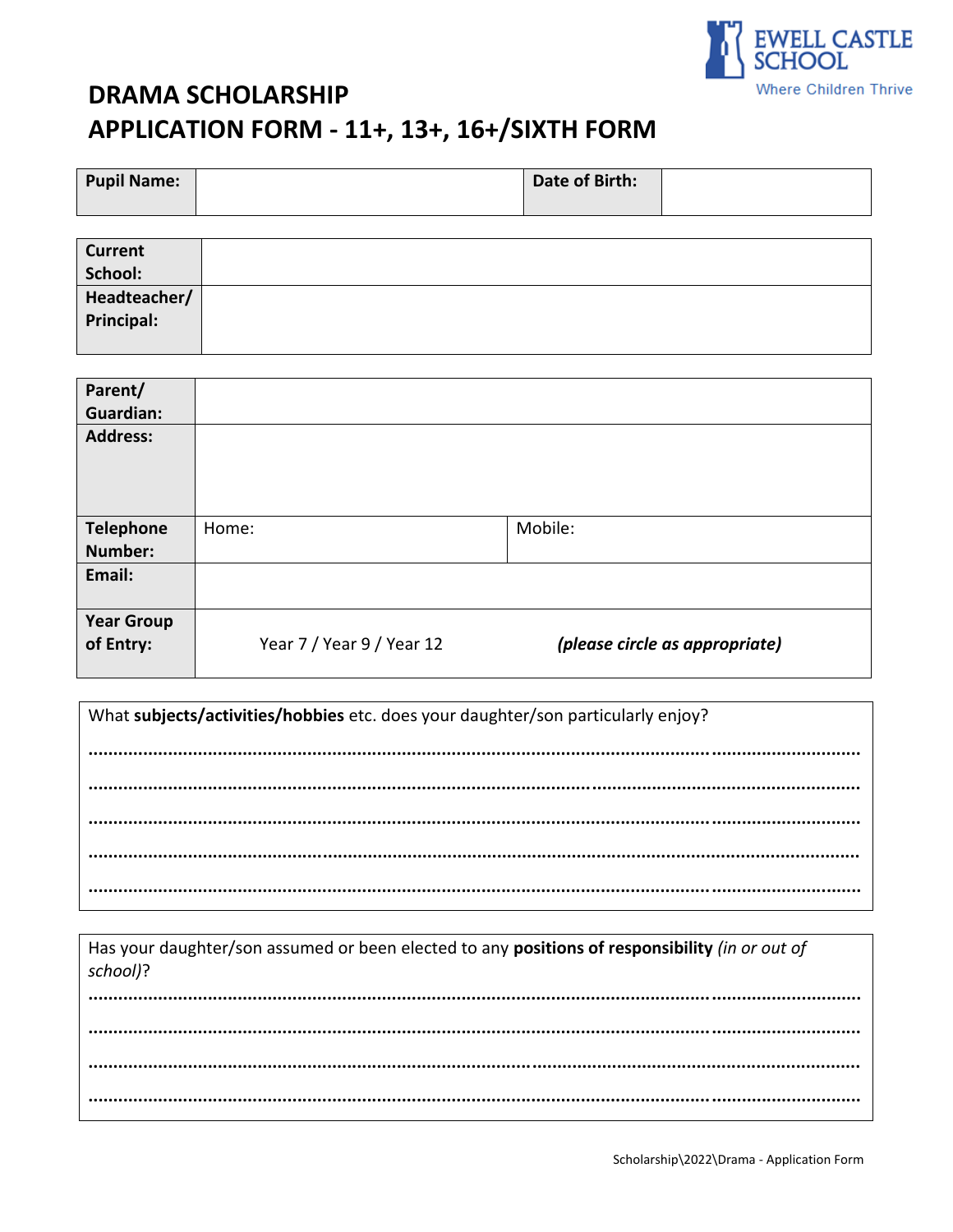EWELL CASTLE SCHOOL
Where Children Thrive

# DRAMA SCHOLARSHIP
# APPLICATION FORM - 11+, 13+, 16+/SIXTH FORM

| **Pupil Name:** | | **Date of Birth:** | |
|---|---|---|---|

| **Current School:** | |
|---|---|
| **Headteacher/ Principal:** | |

| **Parent/ Guardian:** | | |
|---|---|---|
| **Address:** | | |
| **Telephone Number:** | Home: | Mobile: |
| **Email:** | | |
| **Year Group of Entry:** | Year 7 / Year 9 / Year 12 | ***(please circle as appropriate)*** |

What **subjects/activities/hobbies** etc. does your daughter/son particularly enjoy?

……………………………………………………………………………………………………………………………

……………………………………………………………………………………………………………………………

……………………………………………………………………………………………………………………………

……………………………………………………………………………………………………………………………

……………………………………………………………………………………………………………………………

Has your daughter/son assumed or been elected to any **positions of responsibility** *(in or out of school)*?

……………………………………………………………………………………………………………………………

……………………………………………………………………………………………………………………………

……………………………………………………………………………………………………………………………

……………………………………………………………………………………………………………………………

Scholarship\2022\Drama - Application Form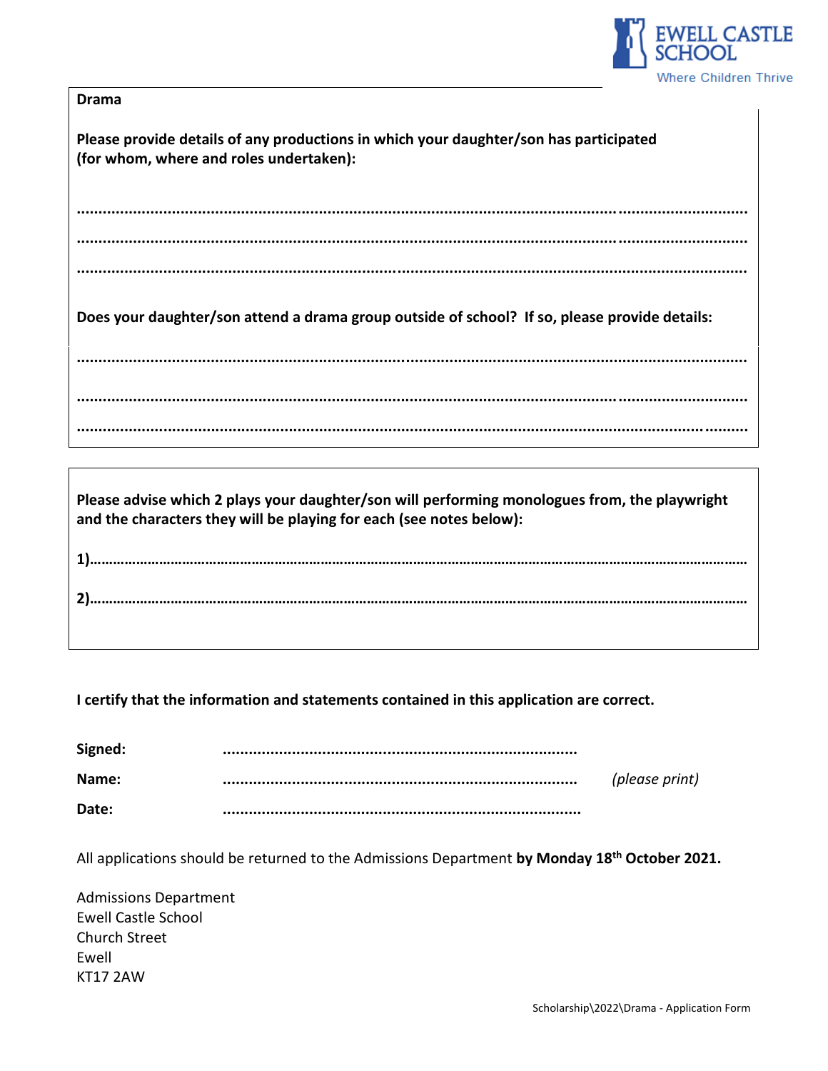**Drama**

**Please provide details of any productions in which your daughter/son has participated (for whom, where and roles undertaken):**

.....................................................................................................................................................

.....................................................................................................................................................

.....................................................................................................................................................

**Does your daughter/son attend a drama group outside of school? If so, please provide details:**

.....................................................................................................................................................

.....................................................................................................................................................

.....................................................................................................................................................

**Please advise which 2 plays your daughter/son will performing monologues from, the playwright and the characters they will be playing for each (see notes below):**

**1)**..................................................................................................................................................

**2)**..................................................................................................................................................

**I certify that the information and statements contained in this application are correct.**

**Signed:** ..............................................................................

**Name:** .............................................................................. *(please print)*

**Date:** ..............................................................................

All applications should be returned to the Admissions Department **by Monday 18th October 2021.**

Admissions Department
Ewell Castle School
Church Street
Ewell
KT17 2AW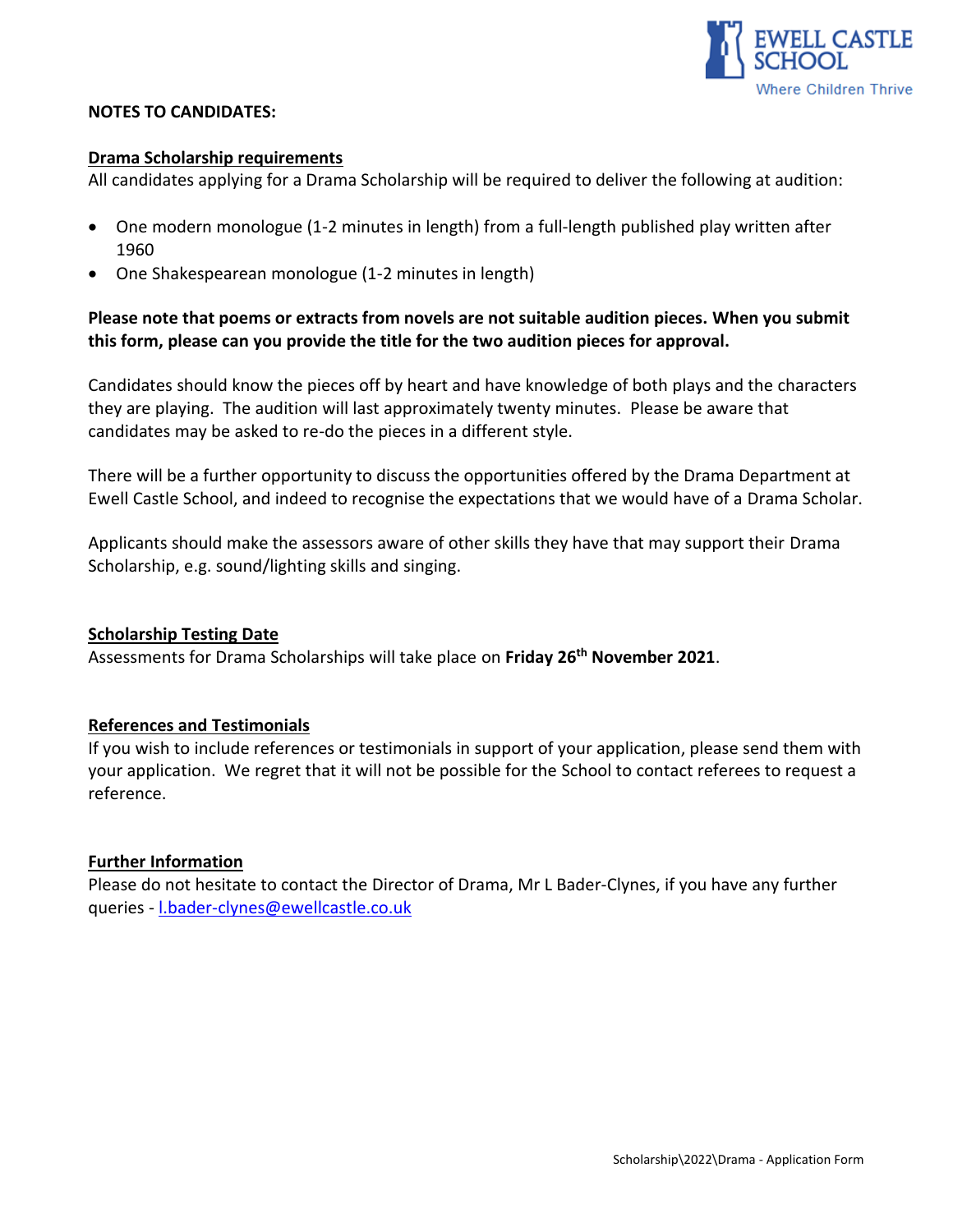**NOTES TO CANDIDATES:**

**Drama Scholarship requirements**

All candidates applying for a Drama Scholarship will be required to deliver the following at audition:

- One modern monologue (1-2 minutes in length) from a full-length published play written after 1960
- One Shakespearean monologue (1-2 minutes in length)

**Please note that poems or extracts from novels are not suitable audition pieces. When you submit this form, please can you provide the title for the two audition pieces for approval.**

Candidates should know the pieces off by heart and have knowledge of both plays and the characters they are playing. The audition will last approximately twenty minutes. Please be aware that candidates may be asked to re-do the pieces in a different style.

There will be a further opportunity to discuss the opportunities offered by the Drama Department at Ewell Castle School, and indeed to recognise the expectations that we would have of a Drama Scholar.

Applicants should make the assessors aware of other skills they have that may support their Drama Scholarship, e.g. sound/lighting skills and singing.

**Scholarship Testing Date**

Assessments for Drama Scholarships will take place on **Friday 26th November 2021**.

**References and Testimonials**

If you wish to include references or testimonials in support of your application, please send them with your application. We regret that it will not be possible for the School to contact referees to request a reference.

**Further Information**

Please do not hesitate to contact the Director of Drama, Mr L Bader-Clynes, if you have any further queries - l.bader-clynes@ewellcastle.co.uk